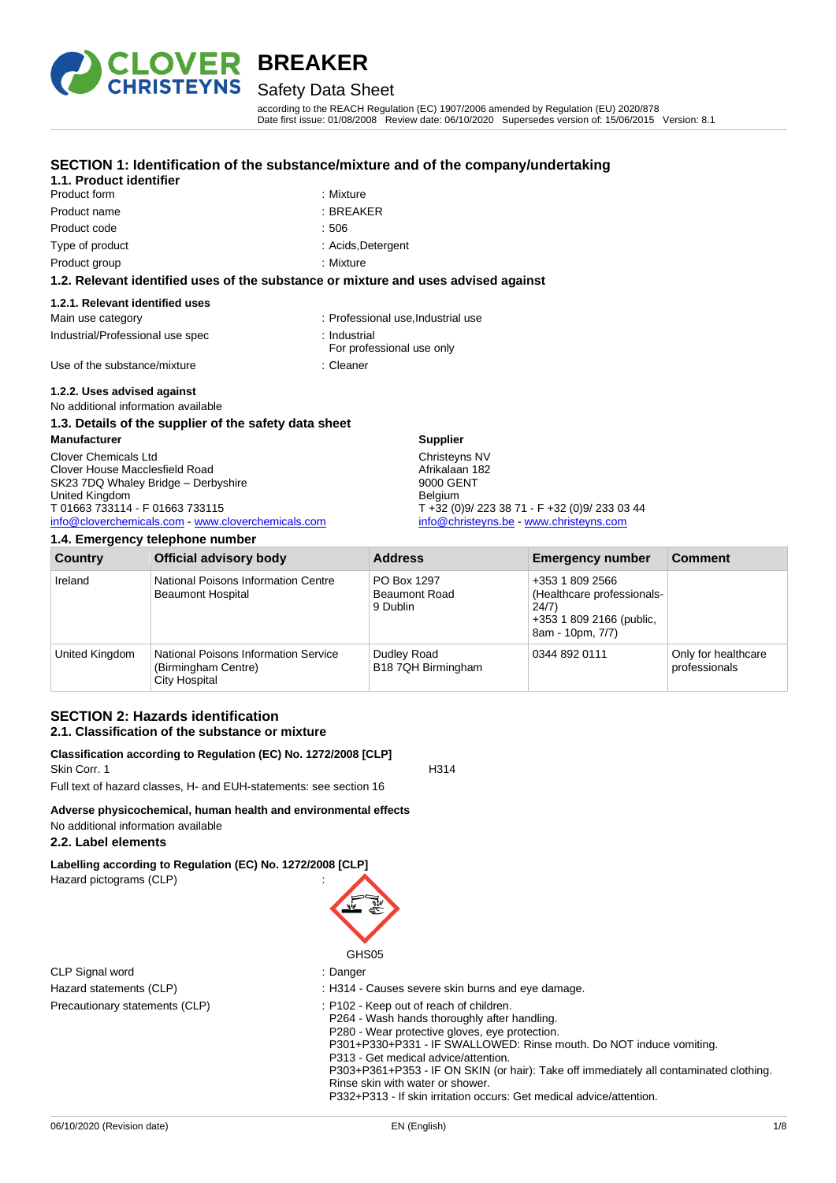# BREAKER

## Safety Data Sheet

according to the REACH Regulation (EC) 1907/2006 amended by Regulation (EU) 2020/878
Date first issue: 01/08/2008 Review date: 06/10/2020 Supersedes version of: 15/06/2015 Version: 8.1

## SECTION 1: Identification of the substance/mixture and of the company/undertaking

### 1.1. Product identifier

| | |
|---|---|
| Product form | : Mixture |
| Product name | : BREAKER |
| Product code | : 506 |
| Type of product | : Acids,Detergent |
| Product group | : Mixture |

### 1.2. Relevant identified uses of the substance or mixture and uses advised against

#### 1.2.1. Relevant identified uses

| | |
|---|---|
| Main use category | : Professional use,Industrial use |
| Industrial/Professional use spec | : Industrial<br>For professional use only |
| Use of the substance/mixture | : Cleaner |

#### 1.2.2. Uses advised against

No additional information available

### 1.3. Details of the supplier of the safety data sheet

**Manufacturer**

Clover Chemicals Ltd
Clover House Macclesfield Road
SK23 7DQ Whaley Bridge – Derbyshire
United Kingdom
T 01663 733114 - F 01663 733115
info@cloverchemicals.com - www.cloverchemicals.com

**Supplier**

Christeyns NV
Afrikalaan 182
9000 GENT
Belgium
T +32 (0)9/ 223 38 71 - F +32 (0)9/ 233 03 44
info@christeyns.be - www.christeyns.com

### 1.4. Emergency telephone number

| Country | Official advisory body | Address | Emergency number | Comment |
|---|---|---|---|---|
| Ireland | National Poisons Information Centre<br>Beaumont Hospital | PO Box 1297<br>Beaumont Road<br>9 Dublin | +353 1 809 2566 (Healthcare professionals-24/7)<br>+353 1 809 2166 (public, 8am - 10pm, 7/7) | |
| United Kingdom | National Poisons Information Service (Birmingham Centre)<br>City Hospital | Dudley Road<br>B18 7QH Birmingham | 0344 892 0111 | Only for healthcare professionals |

## SECTION 2: Hazards identification

### 2.1. Classification of the substance or mixture

**Classification according to Regulation (EC) No. 1272/2008 [CLP]**

Skin Corr. 1 H314

Full text of hazard classes, H- and EUH-statements: see section 16

**Adverse physicochemical, human health and environmental effects**

No additional information available

### 2.2. Label elements

**Labelling according to Regulation (EC) No. 1272/2008 [CLP]**

Hazard pictograms (CLP) :

GHS05

| | |
|---|---|
| CLP Signal word | : Danger |
| Hazard statements (CLP) | : H314 - Causes severe skin burns and eye damage. |
| Precautionary statements (CLP) | : P102 - Keep out of reach of children.<br>P264 - Wash hands thoroughly after handling.<br>P280 - Wear protective gloves, eye protection.<br>P301+P330+P331 - IF SWALLOWED: Rinse mouth. Do NOT induce vomiting.<br>P313 - Get medical advice/attention.<br>P303+P361+P353 - IF ON SKIN (or hair): Take off immediately all contaminated clothing. Rinse skin with water or shower.<br>P332+P313 - If skin irritation occurs: Get medical advice/attention. |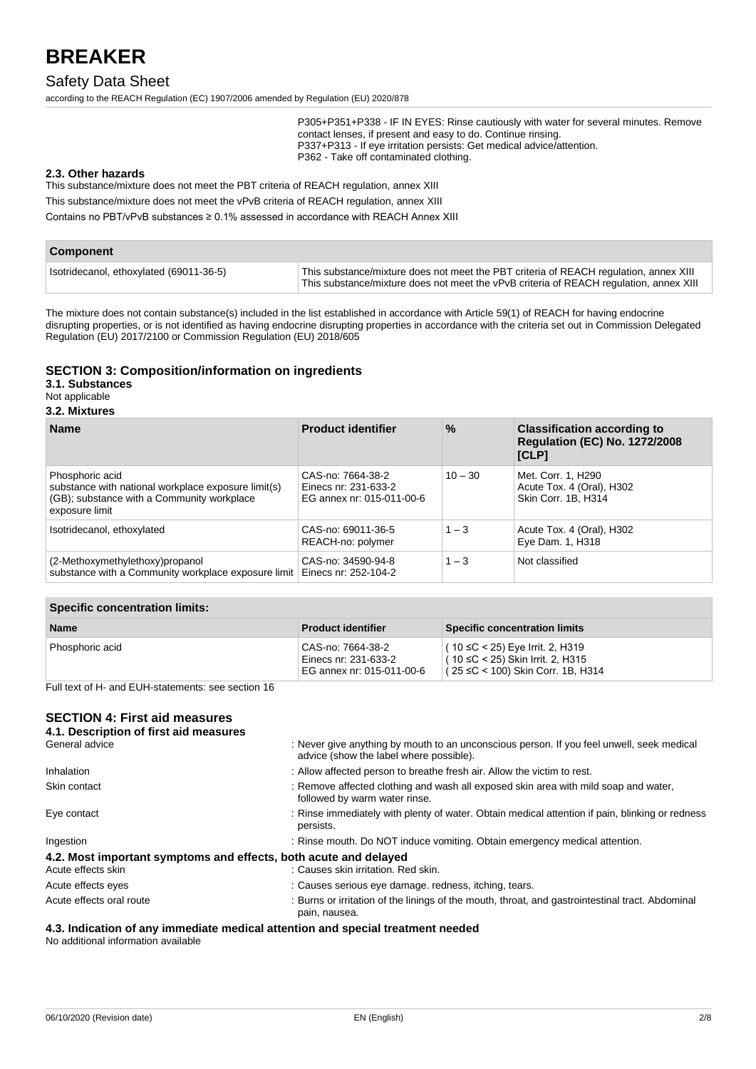P305+P351+P338 - IF IN EYES: Rinse cautiously with water for several minutes. Remove contact lenses, if present and easy to do. Continue rinsing.
P337+P313 - If eye irritation persists: Get medical advice/attention.
P362 - Take off contaminated clothing.

### 2.3. Other hazards

This substance/mixture does not meet the PBT criteria of REACH regulation, annex XIII

This substance/mixture does not meet the vPvB criteria of REACH regulation, annex XIII

Contains no PBT/vPvB substances ≥ 0.1% assessed in accordance with REACH Annex XIII

| Component | |
|---|---|
| Isotridecanol, ethoxylated (69011-36-5) | This substance/mixture does not meet the PBT criteria of REACH regulation, annex XIII<br>This substance/mixture does not meet the vPvB criteria of REACH regulation, annex XIII |

The mixture does not contain substance(s) included in the list established in accordance with Article 59(1) of REACH for having endocrine disrupting properties, or is not identified as having endocrine disrupting properties in accordance with the criteria set out in Commission Delegated Regulation (EU) 2017/2100 or Commission Regulation (EU) 2018/605

## SECTION 3: Composition/information on ingredients

### 3.1. Substances

Not applicable

### 3.2. Mixtures

| Name | Product identifier | % | Classification according to Regulation (EC) No. 1272/2008 [CLP] |
|---|---|---|---|
| Phosphoric acid<br>substance with national workplace exposure limit(s) (GB); substance with a Community workplace exposure limit | CAS-no: 7664-38-2<br>Einecs nr: 231-633-2<br>EG annex nr: 015-011-00-6 | 10 – 30 | Met. Corr. 1, H290<br>Acute Tox. 4 (Oral), H302<br>Skin Corr. 1B, H314 |
| Isotridecanol, ethoxylated | CAS-no: 69011-36-5<br>REACH-no: polymer | 1 – 3 | Acute Tox. 4 (Oral), H302<br>Eye Dam. 1, H318 |
| (2-Methoxymethylethoxy)propanol<br>substance with a Community workplace exposure limit | CAS-no: 34590-94-8<br>Einecs nr: 252-104-2 | 1 – 3 | Not classified |

| Specific concentration limits: | | |
|---|---|---|
| **Name** | **Product identifier** | **Specific concentration limits** |
| Phosphoric acid | CAS-no: 7664-38-2<br>Einecs nr: 231-633-2<br>EG annex nr: 015-011-00-6 | ( 10 ≤C < 25) Eye Irrit. 2, H319<br>( 10 ≤C < 25) Skin Irrit. 2, H315<br>( 25 ≤C < 100) Skin Corr. 1B, H314 |

Full text of H- and EUH-statements: see section 16

## SECTION 4: First aid measures

### 4.1. Description of first aid measures

General advice : Never give anything by mouth to an unconscious person. If you feel unwell, seek medical advice (show the label where possible).

Inhalation : Allow affected person to breathe fresh air. Allow the victim to rest.

Skin contact : Remove affected clothing and wash all exposed skin area with mild soap and water, followed by warm water rinse.

Eye contact : Rinse immediately with plenty of water. Obtain medical attention if pain, blinking or redness persists.

Ingestion : Rinse mouth. Do NOT induce vomiting. Obtain emergency medical attention.

### 4.2. Most important symptoms and effects, both acute and delayed

Acute effects skin : Causes skin irritation. Red skin.

Acute effects eyes : Causes serious eye damage. redness, itching, tears.

Acute effects oral route : Burns or irritation of the linings of the mouth, throat, and gastrointestinal tract. Abdominal pain, nausea.

### 4.3. Indication of any immediate medical attention and special treatment needed

No additional information available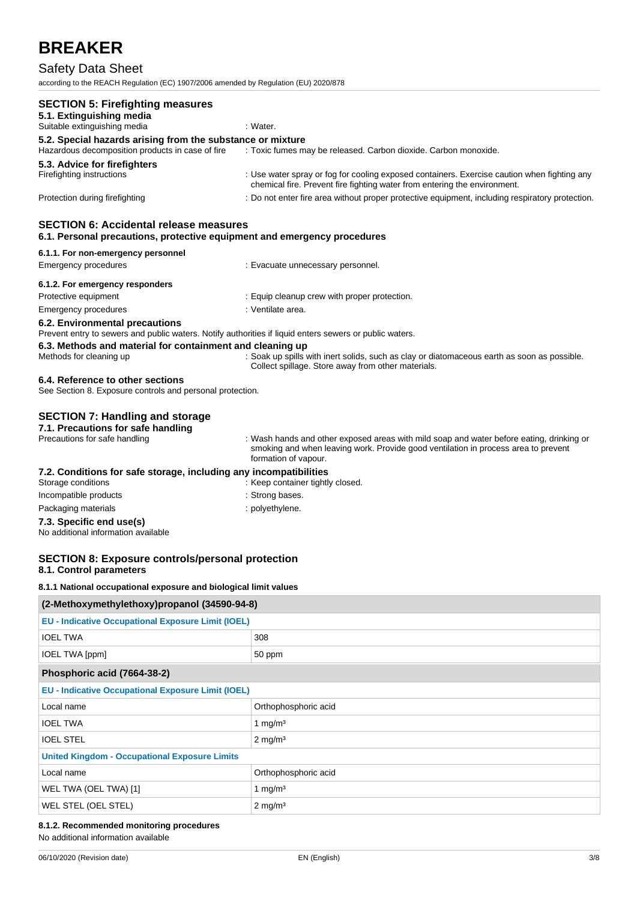## SECTION 5: Firefighting measures

### 5.1. Extinguishing media

Suitable extinguishing media : Water.

### 5.2. Special hazards arising from the substance or mixture

Hazardous decomposition products in case of fire : Toxic fumes may be released. Carbon dioxide. Carbon monoxide.

### 5.3. Advice for firefighters

Firefighting instructions : Use water spray or fog for cooling exposed containers. Exercise caution when fighting any chemical fire. Prevent fire fighting water from entering the environment.

Protection during firefighting : Do not enter fire area without proper protective equipment, including respiratory protection.

## SECTION 6: Accidental release measures

### 6.1. Personal precautions, protective equipment and emergency procedures

#### 6.1.1. For non-emergency personnel

Emergency procedures : Evacuate unnecessary personnel.

#### 6.1.2. For emergency responders

Protective equipment : Equip cleanup crew with proper protection.

Emergency procedures : Ventilate area.

### 6.2. Environmental precautions

Prevent entry to sewers and public waters. Notify authorities if liquid enters sewers or public waters.

### 6.3. Methods and material for containment and cleaning up

Methods for cleaning up : Soak up spills with inert solids, such as clay or diatomaceous earth as soon as possible. Collect spillage. Store away from other materials.

### 6.4. Reference to other sections

See Section 8. Exposure controls and personal protection.

## SECTION 7: Handling and storage

### 7.1. Precautions for safe handling

Precautions for safe handling : Wash hands and other exposed areas with mild soap and water before eating, drinking or smoking and when leaving work. Provide good ventilation in process area to prevent formation of vapour.

### 7.2. Conditions for safe storage, including any incompatibilities

Storage conditions : Keep container tightly closed.

Incompatible products : Strong bases.

Packaging materials : polyethylene.

### 7.3. Specific end use(s)

No additional information available

## SECTION 8: Exposure controls/personal protection

### 8.1. Control parameters

#### 8.1.1 National occupational exposure and biological limit values

| (2-Methoxymethylethoxy)propanol (34590-94-8) | |
|---|---|
| **EU - Indicative Occupational Exposure Limit (IOEL)** | |
| IOEL TWA | 308 |
| IOEL TWA [ppm] | 50 ppm |
| **Phosphoric acid (7664-38-2)** | |
| **EU - Indicative Occupational Exposure Limit (IOEL)** | |
| Local name | Orthophosphoric acid |
| IOEL TWA | 1 mg/m³ |
| IOEL STEL | 2 mg/m³ |
| **United Kingdom - Occupational Exposure Limits** | |
| Local name | Orthophosphoric acid |
| WEL TWA (OEL TWA) [1] | 1 mg/m³ |
| WEL STEL (OEL STEL) | 2 mg/m³ |

#### 8.1.2. Recommended monitoring procedures

No additional information available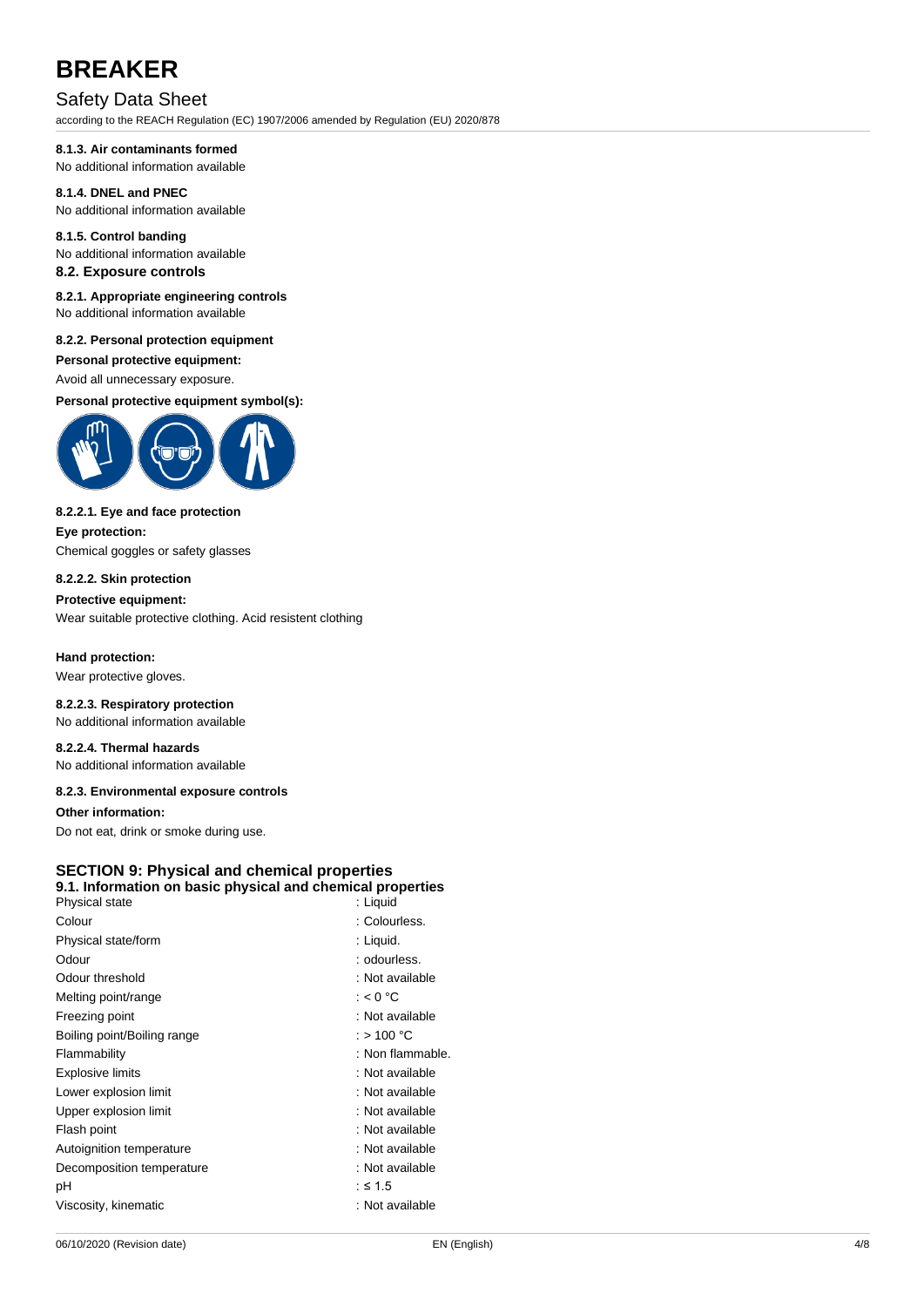#### 8.1.3. Air contaminants formed

No additional information available

#### 8.1.4. DNEL and PNEC

No additional information available

#### 8.1.5. Control banding

No additional information available

### 8.2. Exposure controls

#### 8.2.1. Appropriate engineering controls

No additional information available

#### 8.2.2. Personal protection equipment

**Personal protective equipment:**

Avoid all unnecessary exposure.

**Personal protective equipment symbol(s):**

#### 8.2.2.1. Eye and face protection

**Eye protection:**

Chemical goggles or safety glasses

#### 8.2.2.2. Skin protection

**Protective equipment:**

Wear suitable protective clothing. Acid resistent clothing

**Hand protection:**

Wear protective gloves.

#### 8.2.2.3. Respiratory protection

No additional information available

#### 8.2.2.4. Thermal hazards

No additional information available

#### 8.2.3. Environmental exposure controls

**Other information:**

Do not eat, drink or smoke during use.

## SECTION 9: Physical and chemical properties

### 9.1. Information on basic physical and chemical properties

| | |
|---|---|
| Physical state | : Liquid |
| Colour | : Colourless. |
| Physical state/form | : Liquid. |
| Odour | : odourless. |
| Odour threshold | : Not available |
| Melting point/range | : < 0 °C |
| Freezing point | : Not available |
| Boiling point/Boiling range | : > 100 °C |
| Flammability | : Non flammable. |
| Explosive limits | : Not available |
| Lower explosion limit | : Not available |
| Upper explosion limit | : Not available |
| Flash point | : Not available |
| Autoignition temperature | : Not available |
| Decomposition temperature | : Not available |
| pH | : ≤ 1.5 |
| Viscosity, kinematic | : Not available |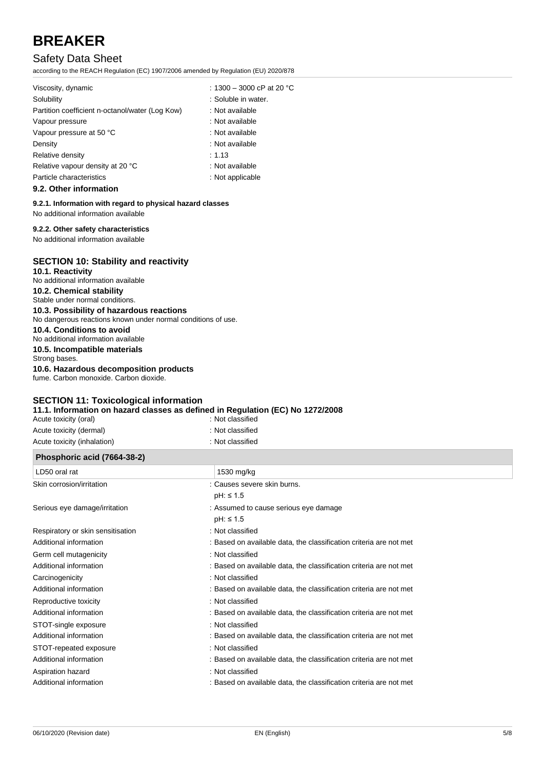| | |
|---|---|
| Viscosity, dynamic | : 1300 – 3000 cP at 20 °C |
| Solubility | : Soluble in water. |
| Partition coefficient n-octanol/water (Log Kow) | : Not available |
| Vapour pressure | : Not available |
| Vapour pressure at 50 °C | : Not available |
| Density | : Not available |
| Relative density | : 1.13 |
| Relative vapour density at 20 °C | : Not available |
| Particle characteristics | : Not applicable |

### 9.2. Other information

#### 9.2.1. Information with regard to physical hazard classes

No additional information available

#### 9.2.2. Other safety characteristics

No additional information available

## SECTION 10: Stability and reactivity

### 10.1. Reactivity

No additional information available

### 10.2. Chemical stability

Stable under normal conditions.

### 10.3. Possibility of hazardous reactions

No dangerous reactions known under normal conditions of use.

### 10.4. Conditions to avoid

No additional information available

### 10.5. Incompatible materials

Strong bases.

### 10.6. Hazardous decomposition products

fume. Carbon monoxide. Carbon dioxide.

## SECTION 11: Toxicological information

### 11.1. Information on hazard classes as defined in Regulation (EC) No 1272/2008

| | |
|---|---|
| Acute toxicity (oral) | : Not classified |
| Acute toxicity (dermal) | : Not classified |
| Acute toxicity (inhalation) | : Not classified |

| Phosphoric acid (7664-38-2) | |
|---|---|
| LD50 oral rat | 1530 mg/kg |

| | |
|---|---|
| Skin corrosion/irritation | : Causes severe skin burns.<br>pH: ≤ 1.5 |
| Serious eye damage/irritation | : Assumed to cause serious eye damage<br>pH: ≤ 1.5 |
| Respiratory or skin sensitisation | : Not classified |
| Additional information | : Based on available data, the classification criteria are not met |
| Germ cell mutagenicity | : Not classified |
| Additional information | : Based on available data, the classification criteria are not met |
| Carcinogenicity | : Not classified |
| Additional information | : Based on available data, the classification criteria are not met |
| Reproductive toxicity | : Not classified |
| Additional information | : Based on available data, the classification criteria are not met |
| STOT-single exposure | : Not classified |
| Additional information | : Based on available data, the classification criteria are not met |
| STOT-repeated exposure | : Not classified |
| Additional information | : Based on available data, the classification criteria are not met |
| Aspiration hazard | : Not classified |
| Additional information | : Based on available data, the classification criteria are not met |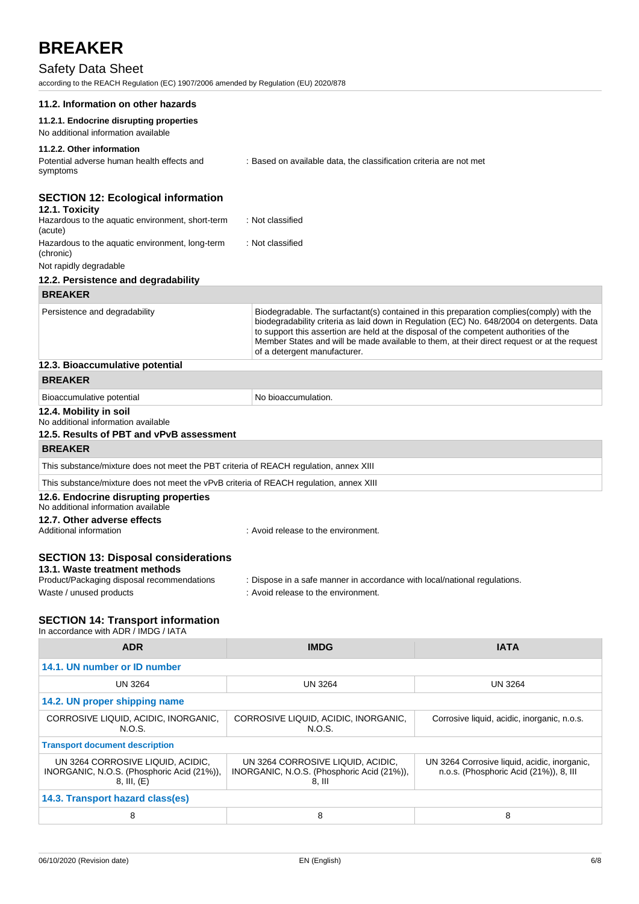### 11.2. Information on other hazards

#### 11.2.1. Endocrine disrupting properties

No additional information available

#### 11.2.2. Other information

Potential adverse human health effects and symptoms : Based on available data, the classification criteria are not met

## SECTION 12: Ecological information

### 12.1. Toxicity

Hazardous to the aquatic environment, short-term (acute) : Not classified

Hazardous to the aquatic environment, long-term (chronic) : Not classified

Not rapidly degradable

### 12.2. Persistence and degradability

| BREAKER | |
|---|---|
| Persistence and degradability | Biodegradable. The surfactant(s) contained in this preparation complies(comply) with the biodegradability criteria as laid down in Regulation (EC) No. 648/2004 on detergents. Data to support this assertion are held at the disposal of the competent authorities of the Member States and will be made available to them, at their direct request or at the request of a detergent manufacturer. |

### 12.3. Bioaccumulative potential

| BREAKER | |
|---|---|
| Bioaccumulative potential | No bioaccumulation. |

### 12.4. Mobility in soil

No additional information available

### 12.5. Results of PBT and vPvB assessment

| BREAKER |
|---|
| This substance/mixture does not meet the PBT criteria of REACH regulation, annex XIII |
| This substance/mixture does not meet the vPvB criteria of REACH regulation, annex XIII |

### 12.6. Endocrine disrupting properties

No additional information available

### 12.7. Other adverse effects

Additional information : Avoid release to the environment.

## SECTION 13: Disposal considerations

### 13.1. Waste treatment methods

Product/Packaging disposal recommendations : Dispose in a safe manner in accordance with local/national regulations.

Waste / unused products : Avoid release to the environment.

## SECTION 14: Transport information

In accordance with ADR / IMDG / IATA

| ADR | IMDG | IATA |
|---|---|---|
| **14.1. UN number or ID number** | | |
| UN 3264 | UN 3264 | UN 3264 |
| **14.2. UN proper shipping name** | | |
| CORROSIVE LIQUID, ACIDIC, INORGANIC, N.O.S. | CORROSIVE LIQUID, ACIDIC, INORGANIC, N.O.S. | Corrosive liquid, acidic, inorganic, n.o.s. |
| **Transport document description** | | |
| UN 3264 CORROSIVE LIQUID, ACIDIC, INORGANIC, N.O.S. (Phosphoric Acid (21%)), 8, III, (E) | UN 3264 CORROSIVE LIQUID, ACIDIC, INORGANIC, N.O.S. (Phosphoric Acid (21%)), 8, III | UN 3264 Corrosive liquid, acidic, inorganic, n.o.s. (Phosphoric Acid (21%)), 8, III |
| **14.3. Transport hazard class(es)** | | |
| 8 | 8 | 8 |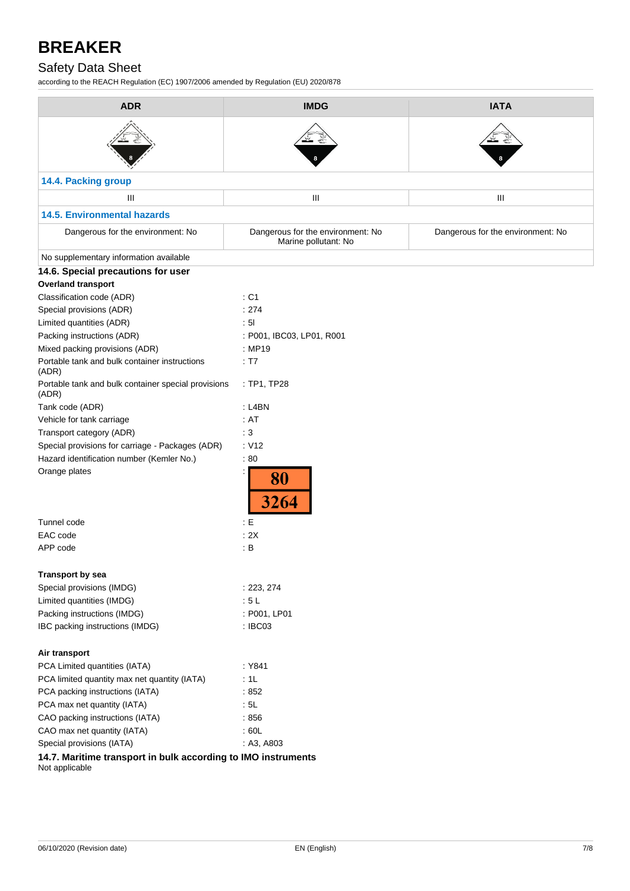| ADR | IMDG | IATA |
|---|---|---|
| | | |

### 14.4. Packing group

| ADR | IMDG | IATA |
|---|---|---|
| III | III | III |

### 14.5. Environmental hazards

| ADR | IMDG | IATA |
|---|---|---|
| Dangerous for the environment: No | Dangerous for the environment: No<br>Marine pollutant: No | Dangerous for the environment: No |

No supplementary information available

### 14.6. Special precautions for user

**Overland transport**

| | |
|---|---|
| Classification code (ADR) | : C1 |
| Special provisions (ADR) | : 274 |
| Limited quantities (ADR) | : 5l |
| Packing instructions (ADR) | : P001, IBC03, LP01, R001 |
| Mixed packing provisions (ADR) | : MP19 |
| Portable tank and bulk container instructions (ADR) | : T7 |
| Portable tank and bulk container special provisions (ADR) | : TP1, TP28 |
| Tank code (ADR) | : L4BN |
| Vehicle for tank carriage | : AT |
| Transport category (ADR) | : 3 |
| Special provisions for carriage - Packages (ADR) | : V12 |
| Hazard identification number (Kemler No.) | : 80 |
| Orange plates | : 80 / 3264 |
| Tunnel code | : E |
| EAC code | : 2X |
| APP code | : B |

**Transport by sea**

| | |
|---|---|
| Special provisions (IMDG) | : 223, 274 |
| Limited quantities (IMDG) | : 5 L |
| Packing instructions (IMDG) | : P001, LP01 |
| IBC packing instructions (IMDG) | : IBC03 |

**Air transport**

| | |
|---|---|
| PCA Limited quantities (IATA) | : Y841 |
| PCA limited quantity max net quantity (IATA) | : 1L |
| PCA packing instructions (IATA) | : 852 |
| PCA max net quantity (IATA) | : 5L |
| CAO packing instructions (IATA) | : 856 |
| CAO max net quantity (IATA) | : 60L |
| Special provisions (IATA) | : A3, A803 |

### 14.7. Maritime transport in bulk according to IMO instruments

Not applicable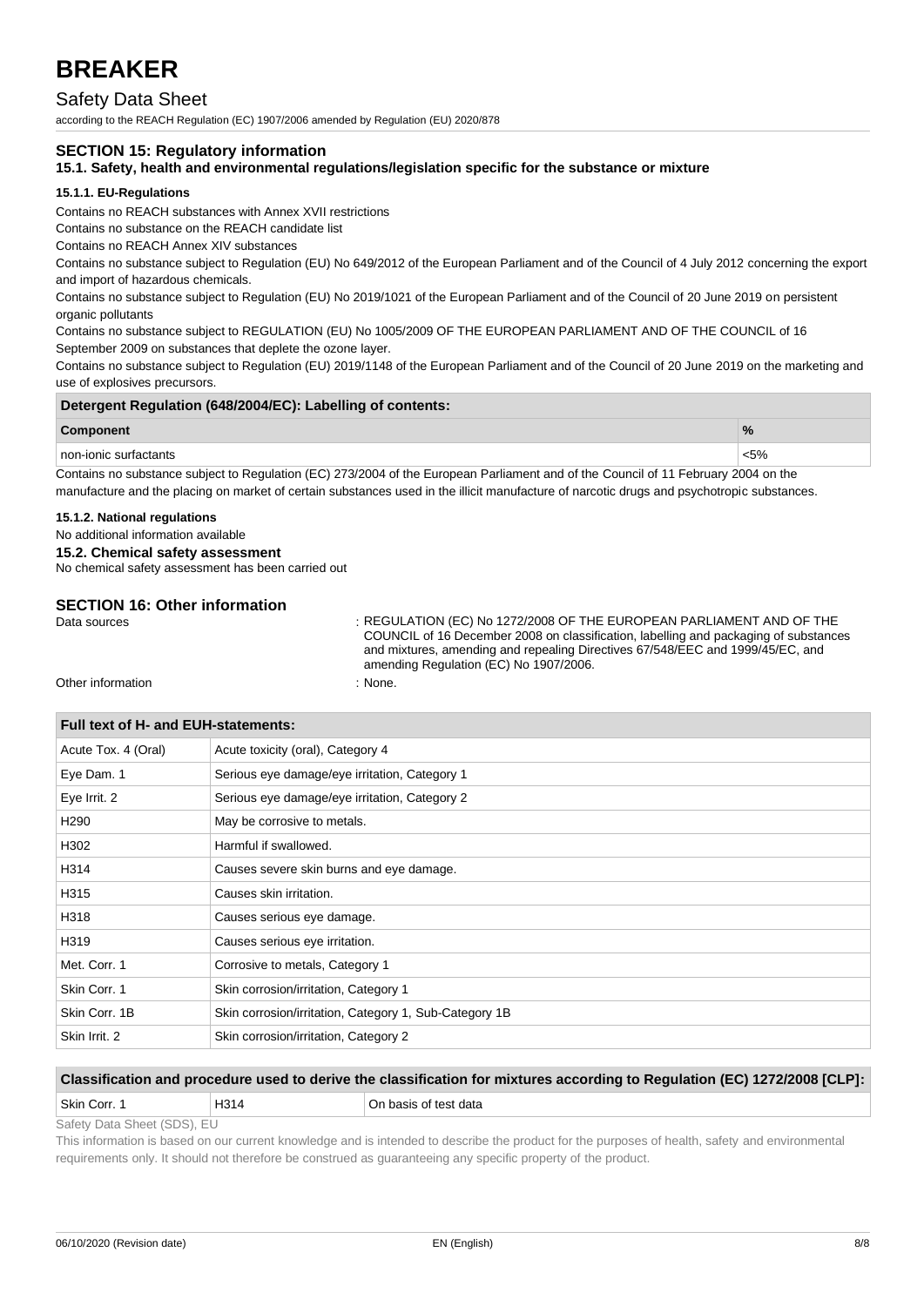# BREAKER

## Safety Data Sheet

according to the REACH Regulation (EC) 1907/2006 amended by Regulation (EU) 2020/878

### SECTION 15: Regulatory information

#### 15.1. Safety, health and environmental regulations/legislation specific for the substance or mixture

**15.1.1. EU-Regulations**

Contains no REACH substances with Annex XVII restrictions

Contains no substance on the REACH candidate list

Contains no REACH Annex XIV substances

Contains no substance subject to Regulation (EU) No 649/2012 of the European Parliament and of the Council of 4 July 2012 concerning the export and import of hazardous chemicals.

Contains no substance subject to Regulation (EU) No 2019/1021 of the European Parliament and of the Council of 20 June 2019 on persistent organic pollutants

Contains no substance subject to REGULATION (EU) No 1005/2009 OF THE EUROPEAN PARLIAMENT AND OF THE COUNCIL of 16 September 2009 on substances that deplete the ozone layer.

Contains no substance subject to Regulation (EU) 2019/1148 of the European Parliament and of the Council of 20 June 2019 on the marketing and use of explosives precursors.

| Detergent Regulation (648/2004/EC): Labelling of contents: | |
|---|---|
| **Component** | **%** |
| non-ionic surfactants | <5% |

Contains no substance subject to Regulation (EC) 273/2004 of the European Parliament and of the Council of 11 February 2004 on the manufacture and the placing on market of certain substances used in the illicit manufacture of narcotic drugs and psychotropic substances.

**15.1.2. National regulations**

No additional information available

#### 15.2. Chemical safety assessment

No chemical safety assessment has been carried out

### SECTION 16: Other information

Data sources : REGULATION (EC) No 1272/2008 OF THE EUROPEAN PARLIAMENT AND OF THE COUNCIL of 16 December 2008 on classification, labelling and packaging of substances and mixtures, amending and repealing Directives 67/548/EEC and 1999/45/EC, and amending Regulation (EC) No 1907/2006.

Other information : None.

| Full text of H- and EUH-statements: | |
|---|---|
| Acute Tox. 4 (Oral) | Acute toxicity (oral), Category 4 |
| Eye Dam. 1 | Serious eye damage/eye irritation, Category 1 |
| Eye Irrit. 2 | Serious eye damage/eye irritation, Category 2 |
| H290 | May be corrosive to metals. |
| H302 | Harmful if swallowed. |
| H314 | Causes severe skin burns and eye damage. |
| H315 | Causes skin irritation. |
| H318 | Causes serious eye damage. |
| H319 | Causes serious eye irritation. |
| Met. Corr. 1 | Corrosive to metals, Category 1 |
| Skin Corr. 1 | Skin corrosion/irritation, Category 1 |
| Skin Corr. 1B | Skin corrosion/irritation, Category 1, Sub-Category 1B |
| Skin Irrit. 2 | Skin corrosion/irritation, Category 2 |

| Classification and procedure used to derive the classification for mixtures according to Regulation (EC) 1272/2008 [CLP]: | | |
|---|---|---|
| Skin Corr. 1 | H314 | On basis of test data |

Safety Data Sheet (SDS), EU

This information is based on our current knowledge and is intended to describe the product for the purposes of health, safety and environmental requirements only. It should not therefore be construed as guaranteeing any specific property of the product.

06/10/2020 (Revision date)